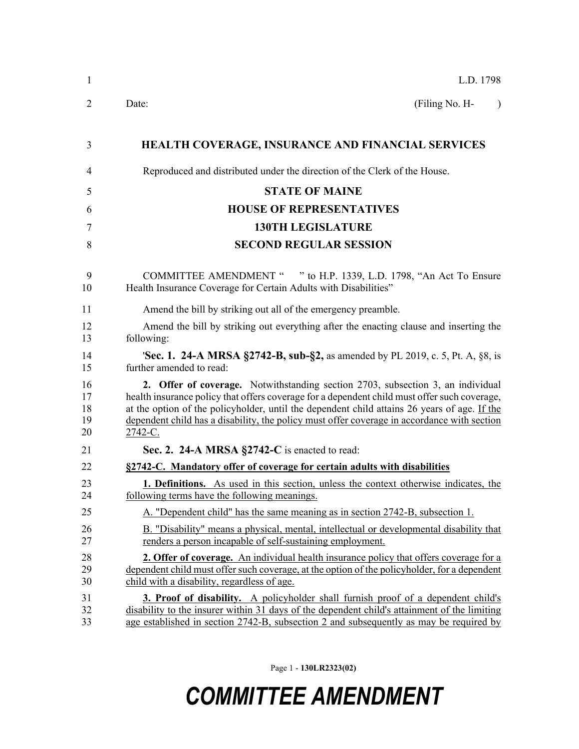L.D. 1798

Date: (Filing No. H- )

# HEALTH COVERAGE, INSURANCE AND FINANCIAL SERVICES

Reproduced and distributed under the direction of the Clerk of the House.

## STATE OF MAINE
## HOUSE OF REPRESENTATIVES
## 130TH LEGISLATURE
## SECOND REGULAR SESSION

COMMITTEE AMENDMENT " " to H.P. 1339, L.D. 1798, "An Act To Ensure Health Insurance Coverage for Certain Adults with Disabilities"

Amend the bill by striking out all of the emergency preamble.

Amend the bill by striking out everything after the enacting clause and inserting the following:

'**Sec. 1. 24-A MRSA §2742-B, sub-§2,** as amended by PL 2019, c. 5, Pt. A, §8, is further amended to read:

**2. Offer of coverage.** Notwithstanding section 2703, subsection 3, an individual health insurance policy that offers coverage for a dependent child must offer such coverage, at the option of the policyholder, until the dependent child attains 26 years of age. <u>If the dependent child has a disability, the policy must offer coverage in accordance with section 2742-C.</u>

**Sec. 2. 24-A MRSA §2742-C** is enacted to read:

**<u>§2742-C. Mandatory offer of coverage for certain adults with disabilities</u>**

<u>**1. Definitions.** As used in this section, unless the context otherwise indicates, the following terms have the following meanings.</u>

<u>A. "Dependent child" has the same meaning as in section 2742-B, subsection 1.</u>

<u>B. "Disability" means a physical, mental, intellectual or developmental disability that renders a person incapable of self-sustaining employment.</u>

<u>**2. Offer of coverage.** An individual health insurance policy that offers coverage for a dependent child must offer such coverage, at the option of the policyholder, for a dependent child with a disability, regardless of age.</u>

<u>**3. Proof of disability.** A policyholder shall furnish proof of a dependent child's disability to the insurer within 31 days of the dependent child's attainment of the limiting age established in section 2742-B, subsection 2 and subsequently as may be required by</u>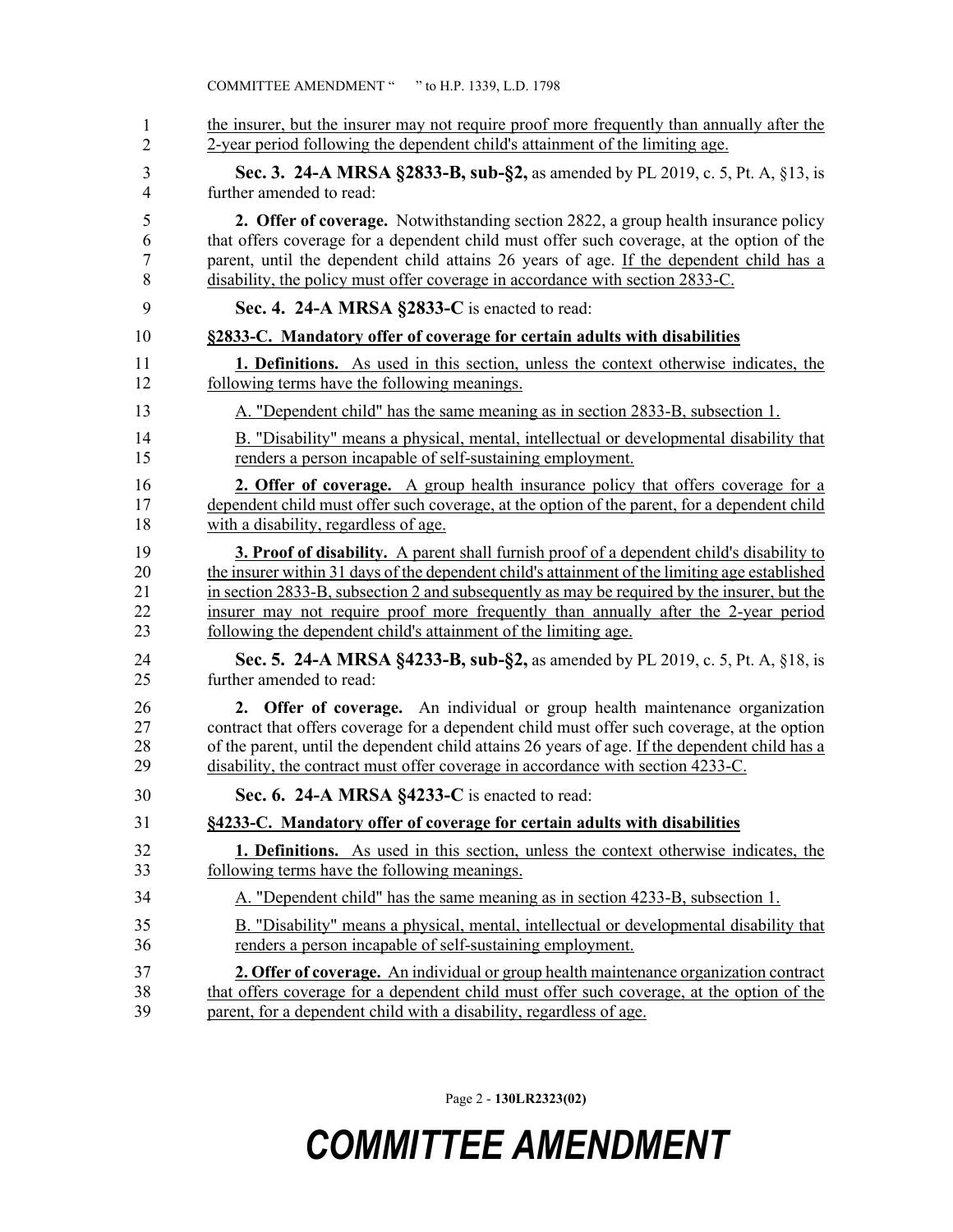the insurer, but the insurer may not require proof more frequently than annually after the 2-year period following the dependent child's attainment of the limiting age.

**Sec. 3. 24-A MRSA §2833-B, sub-§2,** as amended by PL 2019, c. 5, Pt. A, §13, is further amended to read:

**2. Offer of coverage.** Notwithstanding section 2822, a group health insurance policy that offers coverage for a dependent child must offer such coverage, at the option of the parent, until the dependent child attains 26 years of age. If the dependent child has a disability, the policy must offer coverage in accordance with section 2833-C.

**Sec. 4. 24-A MRSA §2833-C** is enacted to read:

**§2833-C. Mandatory offer of coverage for certain adults with disabilities**

**1. Definitions.** As used in this section, unless the context otherwise indicates, the following terms have the following meanings.

A. "Dependent child" has the same meaning as in section 2833-B, subsection 1.

B. "Disability" means a physical, mental, intellectual or developmental disability that renders a person incapable of self-sustaining employment.

**2. Offer of coverage.** A group health insurance policy that offers coverage for a dependent child must offer such coverage, at the option of the parent, for a dependent child with a disability, regardless of age.

**3. Proof of disability.** A parent shall furnish proof of a dependent child's disability to the insurer within 31 days of the dependent child's attainment of the limiting age established in section 2833-B, subsection 2 and subsequently as may be required by the insurer, but the insurer may not require proof more frequently than annually after the 2-year period following the dependent child's attainment of the limiting age.

**Sec. 5. 24-A MRSA §4233-B, sub-§2,** as amended by PL 2019, c. 5, Pt. A, §18, is further amended to read:

**2. Offer of coverage.** An individual or group health maintenance organization contract that offers coverage for a dependent child must offer such coverage, at the option of the parent, until the dependent child attains 26 years of age. If the dependent child has a disability, the contract must offer coverage in accordance with section 4233-C.

**Sec. 6. 24-A MRSA §4233-C** is enacted to read:

**§4233-C. Mandatory offer of coverage for certain adults with disabilities**

**1. Definitions.** As used in this section, unless the context otherwise indicates, the following terms have the following meanings.

A. "Dependent child" has the same meaning as in section 4233-B, subsection 1.

B. "Disability" means a physical, mental, intellectual or developmental disability that renders a person incapable of self-sustaining employment.

**2. Offer of coverage.** An individual or group health maintenance organization contract that offers coverage for a dependent child must offer such coverage, at the option of the parent, for a dependent child with a disability, regardless of age.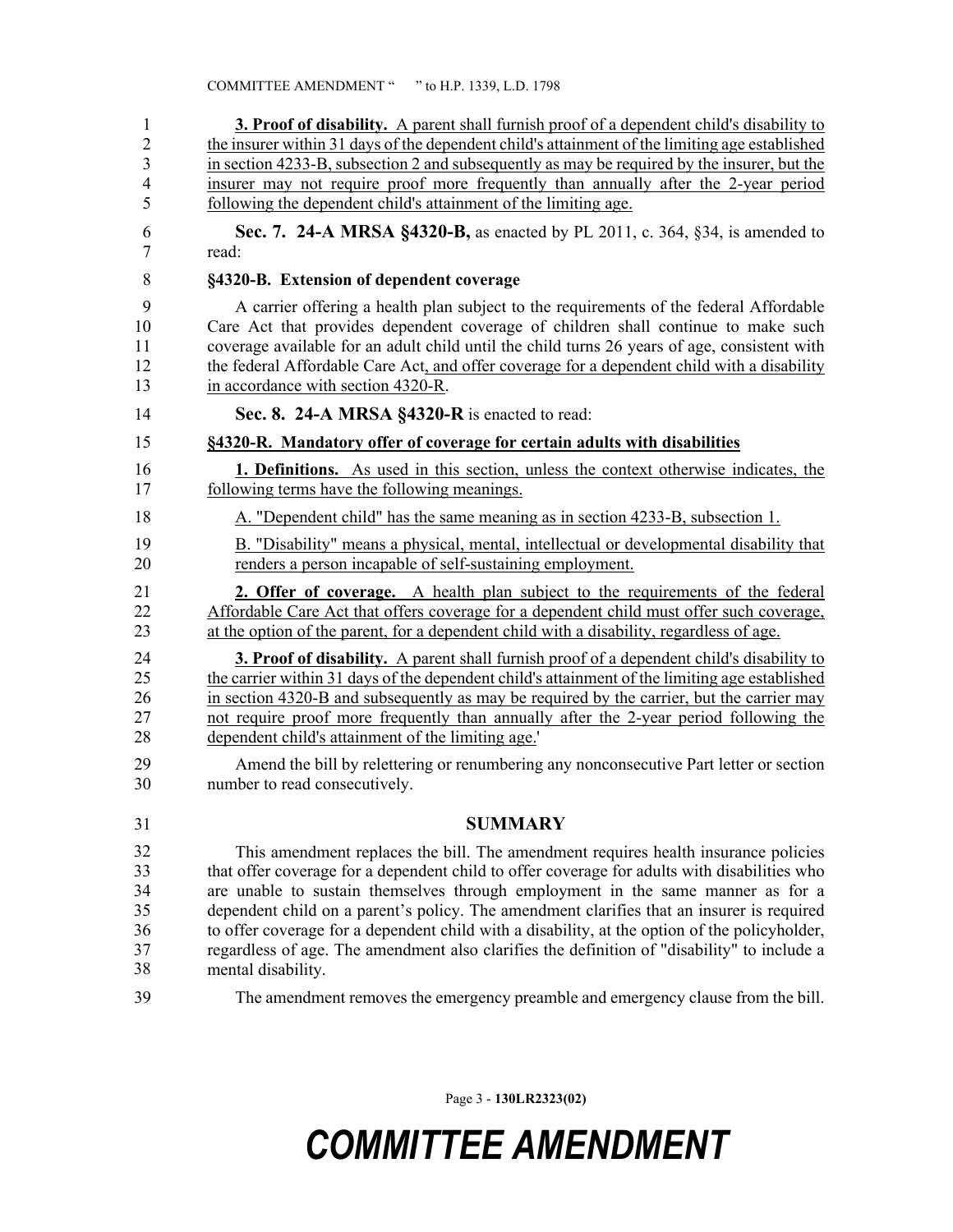**3. Proof of disability.** A parent shall furnish proof of a dependent child's disability to the insurer within 31 days of the dependent child's attainment of the limiting age established in section 4233-B, subsection 2 and subsequently as may be required by the insurer, but the insurer may not require proof more frequently than annually after the 2-year period following the dependent child's attainment of the limiting age.

**Sec. 7. 24-A MRSA §4320-B,** as enacted by PL 2011, c. 364, §34, is amended to read:

**§4320-B. Extension of dependent coverage**

A carrier offering a health plan subject to the requirements of the federal Affordable Care Act that provides dependent coverage of children shall continue to make such coverage available for an adult child until the child turns 26 years of age, consistent with the federal Affordable Care Act, and offer coverage for a dependent child with a disability in accordance with section 4320-R.

**Sec. 8. 24-A MRSA §4320-R** is enacted to read:

**§4320-R. Mandatory offer of coverage for certain adults with disabilities**

**1. Definitions.** As used in this section, unless the context otherwise indicates, the following terms have the following meanings.

A. "Dependent child" has the same meaning as in section 4233-B, subsection 1.

B. "Disability" means a physical, mental, intellectual or developmental disability that renders a person incapable of self-sustaining employment.

**2. Offer of coverage.** A health plan subject to the requirements of the federal Affordable Care Act that offers coverage for a dependent child must offer such coverage, at the option of the parent, for a dependent child with a disability, regardless of age.

**3. Proof of disability.** A parent shall furnish proof of a dependent child's disability to the carrier within 31 days of the dependent child's attainment of the limiting age established in section 4320-B and subsequently as may be required by the carrier, but the carrier may not require proof more frequently than annually after the 2-year period following the dependent child's attainment of the limiting age.'

Amend the bill by relettering or renumbering any nonconsecutive Part letter or section number to read consecutively.

## SUMMARY

This amendment replaces the bill. The amendment requires health insurance policies that offer coverage for a dependent child to offer coverage for adults with disabilities who are unable to sustain themselves through employment in the same manner as for a dependent child on a parent's policy. The amendment clarifies that an insurer is required to offer coverage for a dependent child with a disability, at the option of the policyholder, regardless of age. The amendment also clarifies the definition of "disability" to include a mental disability.

The amendment removes the emergency preamble and emergency clause from the bill.